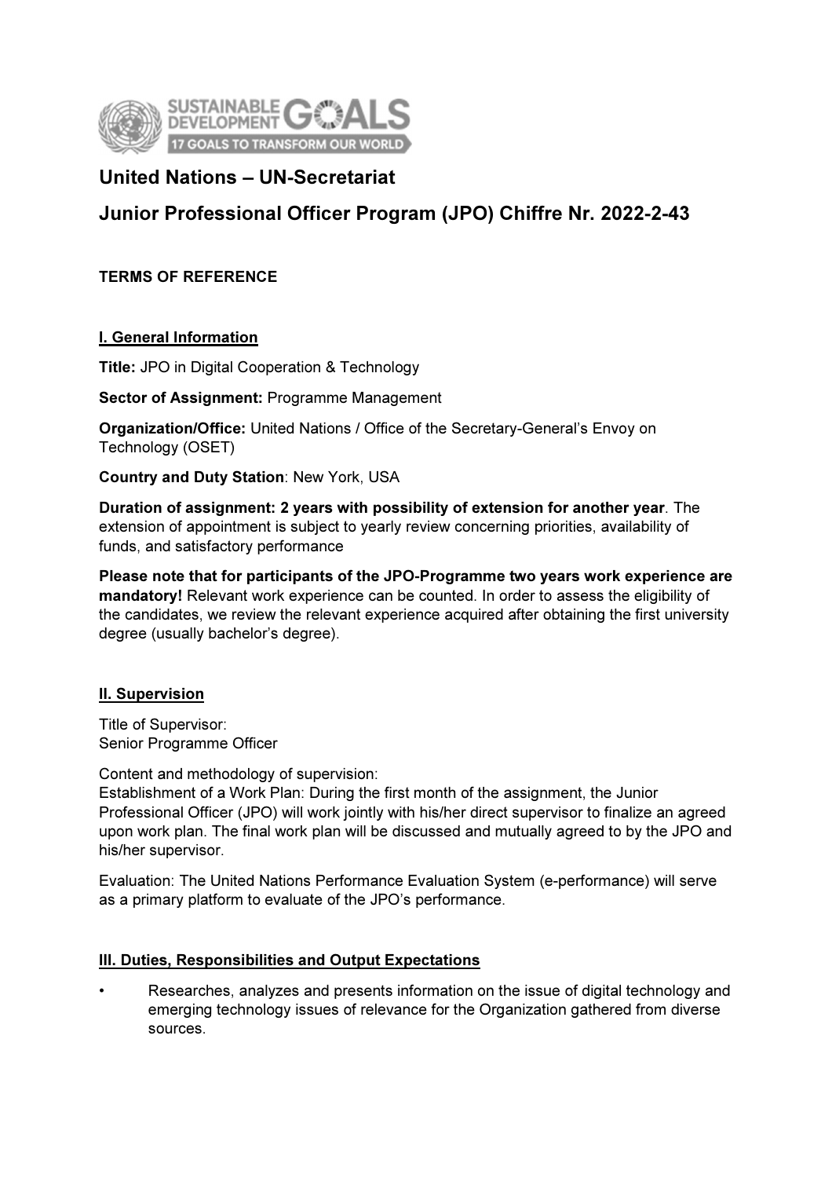## United Nations – UN-Secretariat

## Junior Professional Officer Program (JPO) Chiffre Nr. 2022-2-43

**TERMS OF REFERENCE**

**I. General Information**

**Title:** JPO in Digital Cooperation & Technology

**Sector of Assignment:** Programme Management

**Organization/Office:** United Nations / Office of the Secretary-General's Envoy on Technology (OSET)

**Country and Duty Station**: New York, USA

**Duration of assignment: 2 years with possibility of extension for another year**. The extension of appointment is subject to yearly review concerning priorities, availability of funds, and satisfactory performance

**Please note that for participants of the JPO-Programme two years work experience are mandatory!** Relevant work experience can be counted. In order to assess the eligibility of the candidates, we review the relevant experience acquired after obtaining the first university degree (usually bachelor's degree).

**II. Supervision**

Title of Supervisor:
Senior Programme Officer

Content and methodology of supervision:
Establishment of a Work Plan: During the first month of the assignment, the Junior Professional Officer (JPO) will work jointly with his/her direct supervisor to finalize an agreed upon work plan. The final work plan will be discussed and mutually agreed to by the JPO and his/her supervisor.

Evaluation: The United Nations Performance Evaluation System (e-performance) will serve as a primary platform to evaluate of the JPO's performance.

**III. Duties, Responsibilities and Output Expectations**

- Researches, analyzes and presents information on the issue of digital technology and emerging technology issues of relevance for the Organization gathered from diverse sources.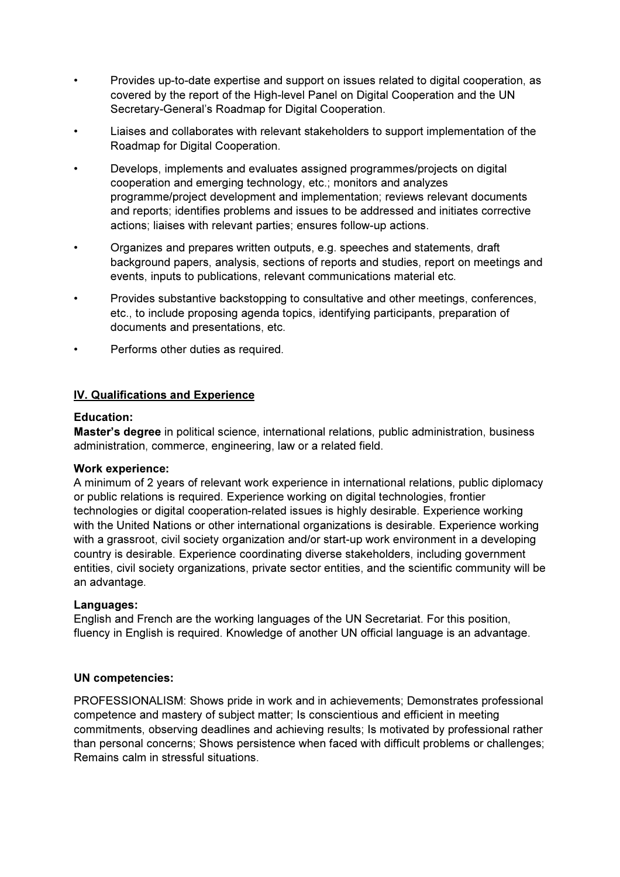- Provides up-to-date expertise and support on issues related to digital cooperation, as covered by the report of the High-level Panel on Digital Cooperation and the UN Secretary-General's Roadmap for Digital Cooperation.
- Liaises and collaborates with relevant stakeholders to support implementation of the Roadmap for Digital Cooperation.
- Develops, implements and evaluates assigned programmes/projects on digital cooperation and emerging technology, etc.; monitors and analyzes programme/project development and implementation; reviews relevant documents and reports; identifies problems and issues to be addressed and initiates corrective actions; liaises with relevant parties; ensures follow-up actions.
- Organizes and prepares written outputs, e.g. speeches and statements, draft background papers, analysis, sections of reports and studies, report on meetings and events, inputs to publications, relevant communications material etc.
- Provides substantive backstopping to consultative and other meetings, conferences, etc., to include proposing agenda topics, identifying participants, preparation of documents and presentations, etc.
- Performs other duties as required.

## IV. Qualifications and Experience

**Education:**
**Master's degree** in political science, international relations, public administration, business administration, commerce, engineering, law or a related field.

**Work experience:**
A minimum of 2 years of relevant work experience in international relations, public diplomacy or public relations is required. Experience working on digital technologies, frontier technologies or digital cooperation-related issues is highly desirable. Experience working with the United Nations or other international organizations is desirable. Experience working with a grassroot, civil society organization and/or start-up work environment in a developing country is desirable. Experience coordinating diverse stakeholders, including government entities, civil society organizations, private sector entities, and the scientific community will be an advantage.

**Languages:**
English and French are the working languages of the UN Secretariat. For this position, fluency in English is required. Knowledge of another UN official language is an advantage.

**UN competencies:**

PROFESSIONALISM: Shows pride in work and in achievements; Demonstrates professional competence and mastery of subject matter; Is conscientious and efficient in meeting commitments, observing deadlines and achieving results; Is motivated by professional rather than personal concerns; Shows persistence when faced with difficult problems or challenges; Remains calm in stressful situations.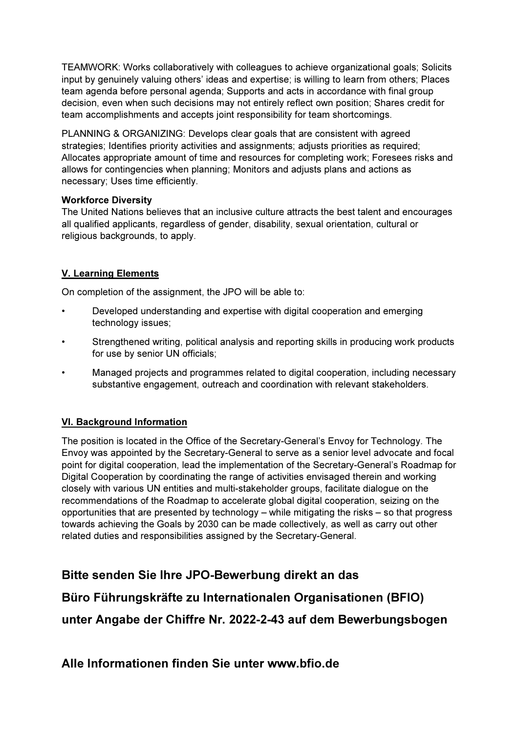TEAMWORK: Works collaboratively with colleagues to achieve organizational goals; Solicits input by genuinely valuing others' ideas and expertise; is willing to learn from others; Places team agenda before personal agenda; Supports and acts in accordance with final group decision, even when such decisions may not entirely reflect own position; Shares credit for team accomplishments and accepts joint responsibility for team shortcomings.

PLANNING & ORGANIZING: Develops clear goals that are consistent with agreed strategies; Identifies priority activities and assignments; adjusts priorities as required; Allocates appropriate amount of time and resources for completing work; Foresees risks and allows for contingencies when planning; Monitors and adjusts plans and actions as necessary; Uses time efficiently.

**Workforce Diversity**
The United Nations believes that an inclusive culture attracts the best talent and encourages all qualified applicants, regardless of gender, disability, sexual orientation, cultural or religious backgrounds, to apply.

## V. Learning Elements

On completion of the assignment, the JPO will be able to:

- Developed understanding and expertise with digital cooperation and emerging technology issues;
- Strengthened writing, political analysis and reporting skills in producing work products for use by senior UN officials;
- Managed projects and programmes related to digital cooperation, including necessary substantive engagement, outreach and coordination with relevant stakeholders.

## VI. Background Information

The position is located in the Office of the Secretary-General's Envoy for Technology. The Envoy was appointed by the Secretary-General to serve as a senior level advocate and focal point for digital cooperation, lead the implementation of the Secretary-General's Roadmap for Digital Cooperation by coordinating the range of activities envisaged therein and working closely with various UN entities and multi-stakeholder groups, facilitate dialogue on the recommendations of the Roadmap to accelerate global digital cooperation, seizing on the opportunities that are presented by technology – while mitigating the risks – so that progress towards achieving the Goals by 2030 can be made collectively, as well as carry out other related duties and responsibilities assigned by the Secretary-General.

**Bitte senden Sie Ihre JPO-Bewerbung direkt an das**

**Büro Führungskräfte zu Internationalen Organisationen (BFIO)**

**unter Angabe der Chiffre Nr. 2022-2-43 auf dem Bewerbungsbogen**

**Alle Informationen finden Sie unter www.bfio.de**